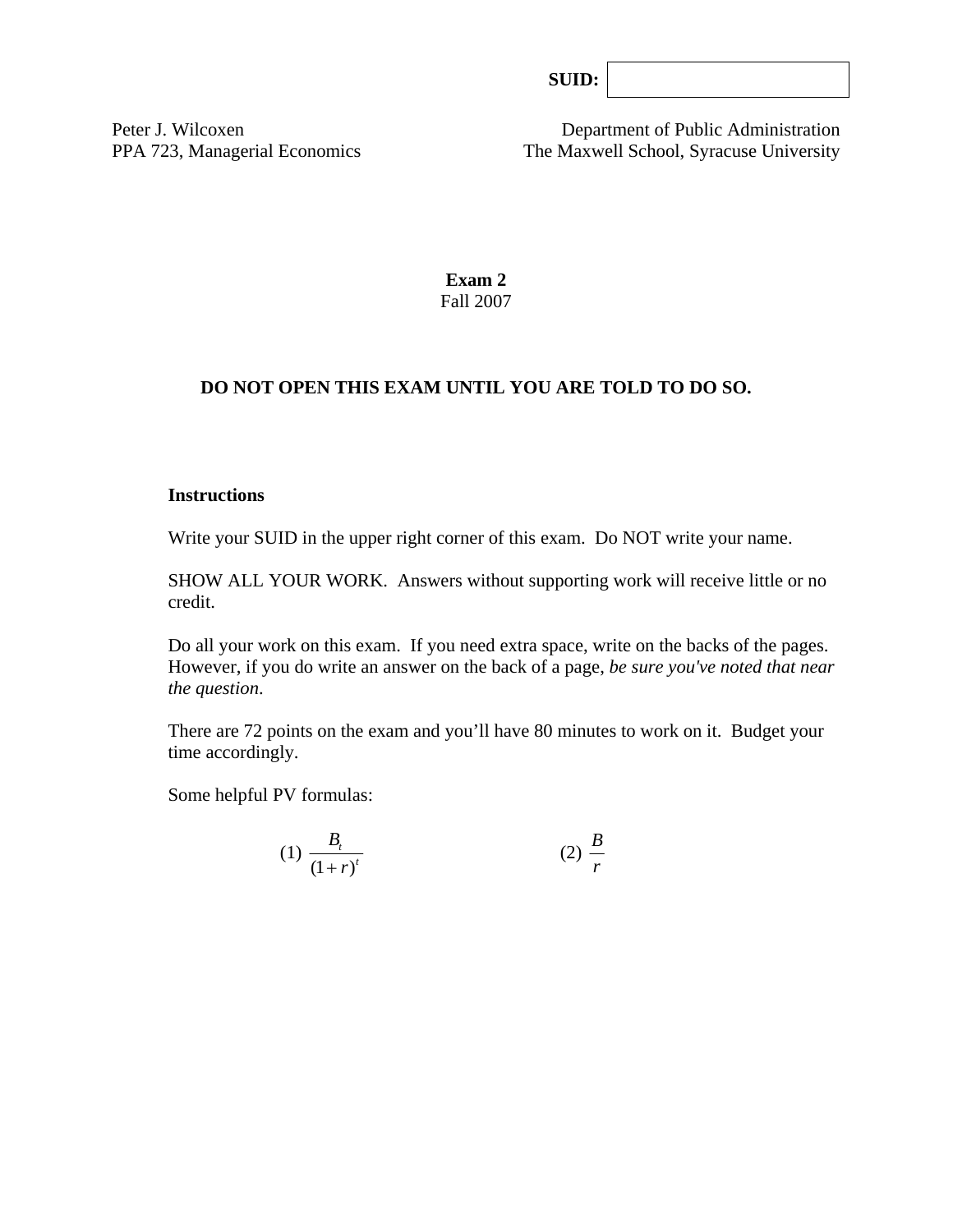**SUID:**

Peter J. Wilcoxen
PPA 723, Managerial Economics

Department of Public Administration
The Maxwell School, Syracuse University

**Exam 2**
Fall 2007

**DO NOT OPEN THIS EXAM UNTIL YOU ARE TOLD TO DO SO.**

**Instructions**

Write your SUID in the upper right corner of this exam. Do NOT write your name.

SHOW ALL YOUR WORK. Answers without supporting work will receive little or no credit.

Do all your work on this exam. If you need extra space, write on the backs of the pages. However, if you do write an answer on the back of a page, *be sure you've noted that near the question*.

There are 72 points on the exam and you'll have 80 minutes to work on it. Budget your time accordingly.

Some helpful PV formulas:

(1) $\frac{B_t}{(1+r)^t}$ (2) $\frac{B}{r}$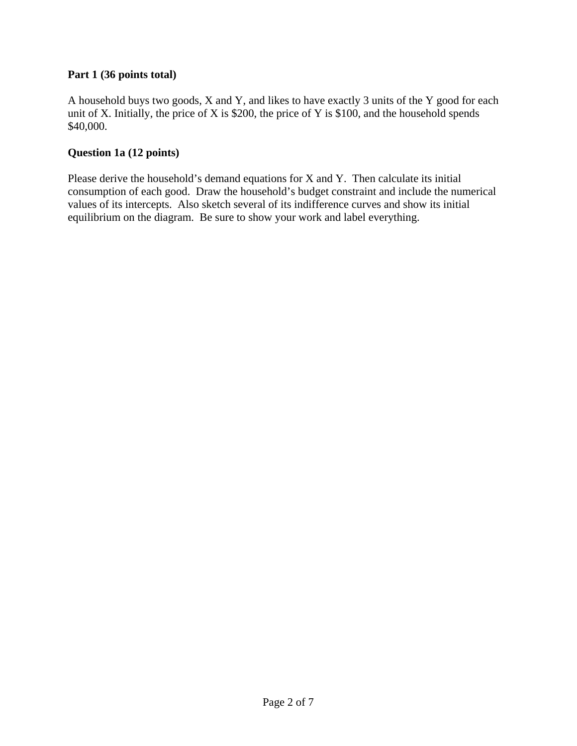**Part 1 (36 points total)**

A household buys two goods, X and Y, and likes to have exactly 3 units of the Y good for each unit of X. Initially, the price of X is $200, the price of Y is $100, and the household spends $40,000.

**Question 1a (12 points)**

Please derive the household's demand equations for X and Y. Then calculate its initial consumption of each good. Draw the household's budget constraint and include the numerical values of its intercepts. Also sketch several of its indifference curves and show its initial equilibrium on the diagram. Be sure to show your work and label everything.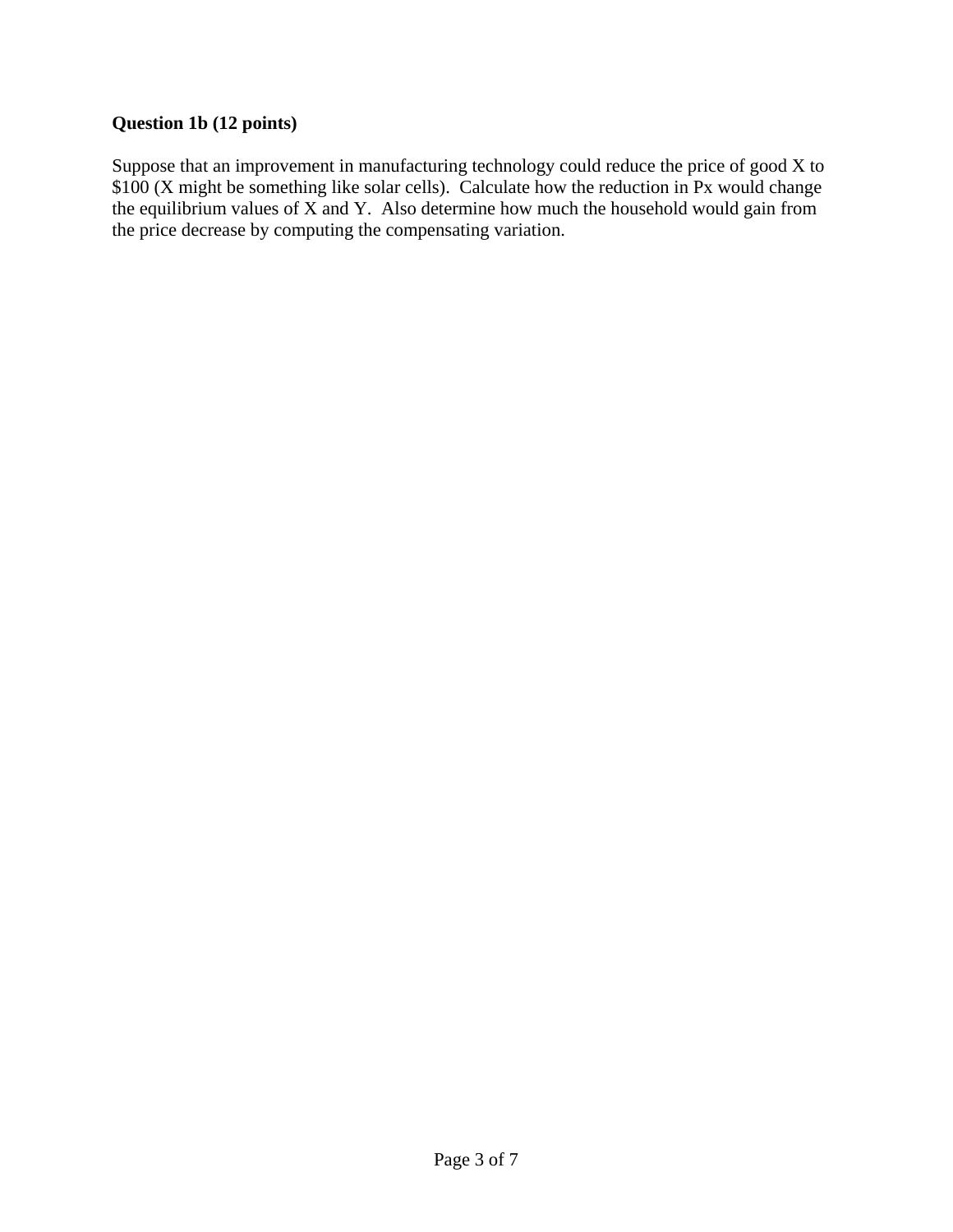**Question 1b (12 points)**

Suppose that an improvement in manufacturing technology could reduce the price of good X to $100 (X might be something like solar cells). Calculate how the reduction in Px would change the equilibrium values of X and Y. Also determine how much the household would gain from the price decrease by computing the compensating variation.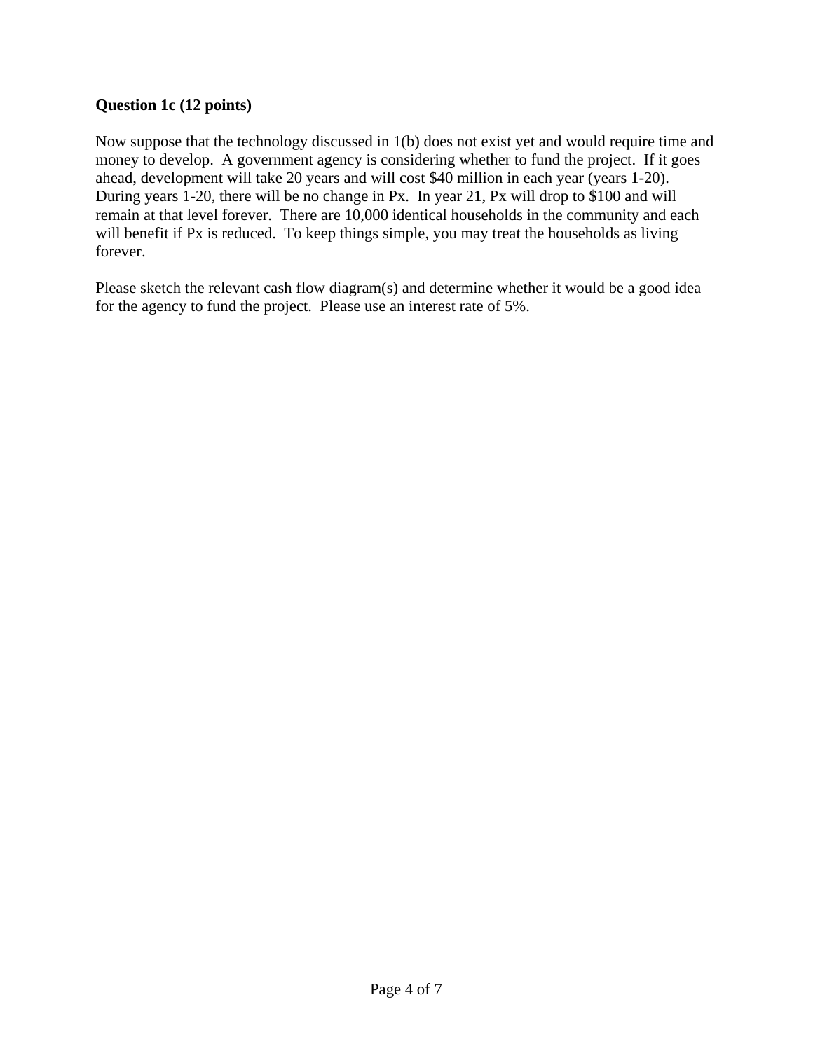**Question 1c (12 points)**

Now suppose that the technology discussed in 1(b) does not exist yet and would require time and money to develop. A government agency is considering whether to fund the project. If it goes ahead, development will take 20 years and will cost $40 million in each year (years 1-20). During years 1-20, there will be no change in Px. In year 21, Px will drop to $100 and will remain at that level forever. There are 10,000 identical households in the community and each will benefit if Px is reduced. To keep things simple, you may treat the households as living forever.

Please sketch the relevant cash flow diagram(s) and determine whether it would be a good idea for the agency to fund the project. Please use an interest rate of 5%.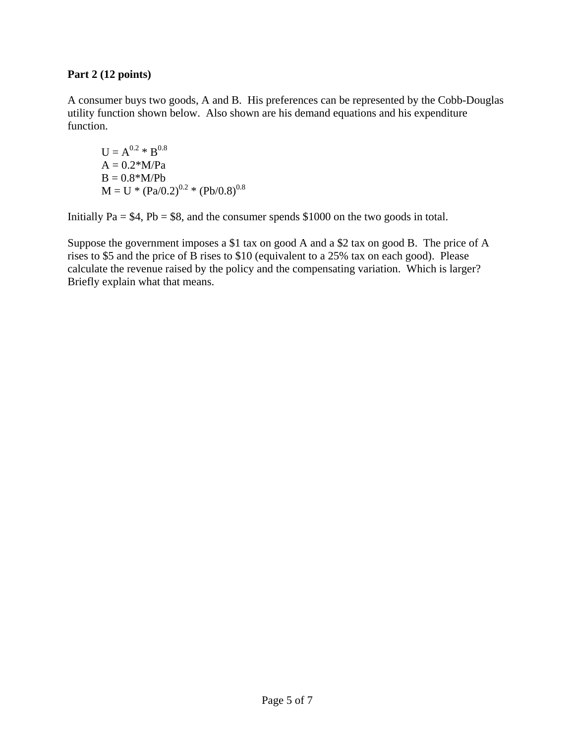**Part 2 (12 points)**

A consumer buys two goods, A and B. His preferences can be represented by the Cobb-Douglas utility function shown below. Also shown are his demand equations and his expenditure function.

$$U = A^{0.2} * B^{0.8}$$
$$A = 0.2*M/Pa$$
$$B = 0.8*M/Pb$$
$$M = U * (Pa/0.2)^{0.2} * (Pb/0.8)^{0.8}$$

Initially Pa = \$4, Pb = \$8, and the consumer spends \$1000 on the two goods in total.

Suppose the government imposes a \$1 tax on good A and a \$2 tax on good B. The price of A rises to \$5 and the price of B rises to \$10 (equivalent to a 25% tax on each good). Please calculate the revenue raised by the policy and the compensating variation. Which is larger? Briefly explain what that means.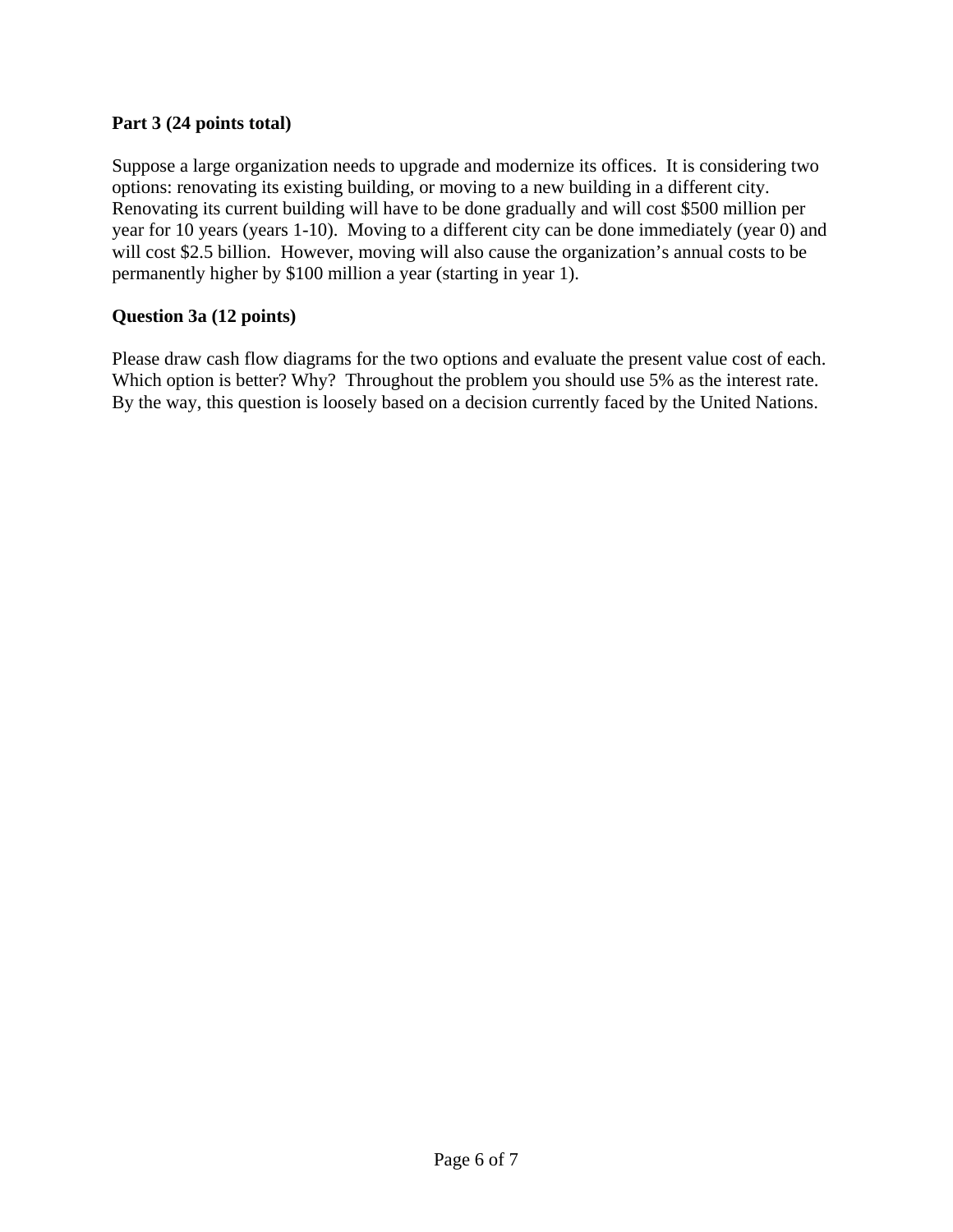**Part 3 (24 points total)**

Suppose a large organization needs to upgrade and modernize its offices. It is considering two options: renovating its existing building, or moving to a new building in a different city. Renovating its current building will have to be done gradually and will cost $500 million per year for 10 years (years 1-10). Moving to a different city can be done immediately (year 0) and will cost $2.5 billion. However, moving will also cause the organization's annual costs to be permanently higher by $100 million a year (starting in year 1).

**Question 3a (12 points)**

Please draw cash flow diagrams for the two options and evaluate the present value cost of each. Which option is better? Why? Throughout the problem you should use 5% as the interest rate. By the way, this question is loosely based on a decision currently faced by the United Nations.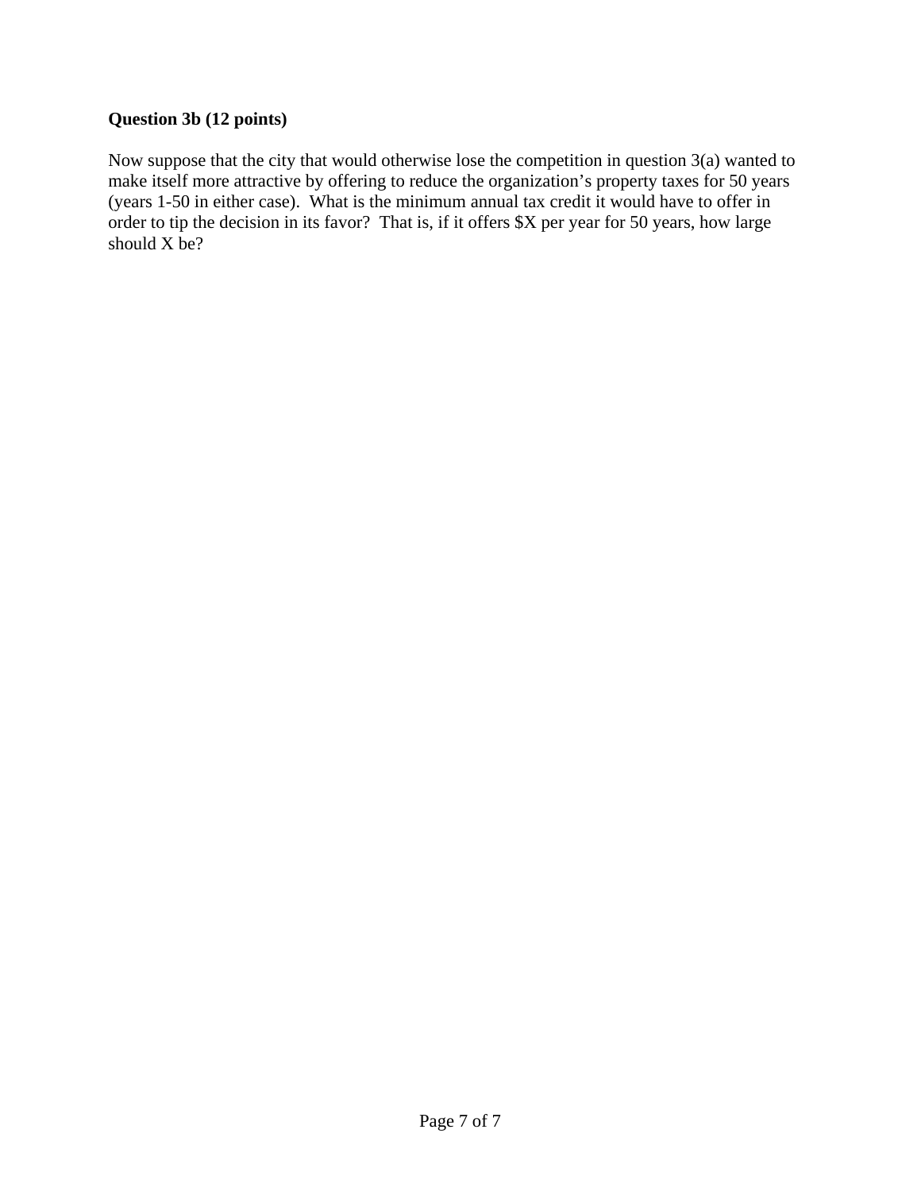**Question 3b (12 points)**

Now suppose that the city that would otherwise lose the competition in question 3(a) wanted to make itself more attractive by offering to reduce the organization's property taxes for 50 years (years 1-50 in either case). What is the minimum annual tax credit it would have to offer in order to tip the decision in its favor? That is, if it offers $X per year for 50 years, how large should X be?